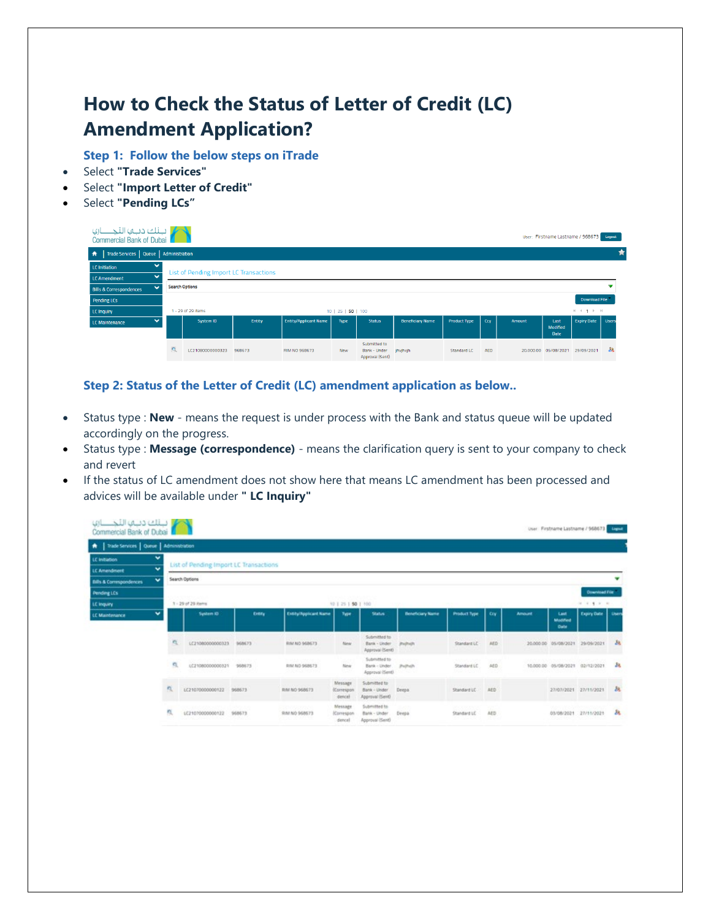# How to Check the Status of Letter of Credit (LC) Amendment Application?

### Step 1: Follow the below steps on iTrade

- Select **"Trade Services"**
- Select **"Import Letter of Credit"**
- Select **"Pending LCs"**

### Step 2: Status of the Letter of Credit (LC) amendment application as below..

- Status type : **New** - means the request is under process with the Bank and status queue will be updated accordingly on the progress.
- Status type : **Message (correspondence)** - means the clarification query is sent to your company to check and revert
- If the status of LC amendment does not show here that means LC amendment has been processed and advices will be available under **" LC Inquiry"**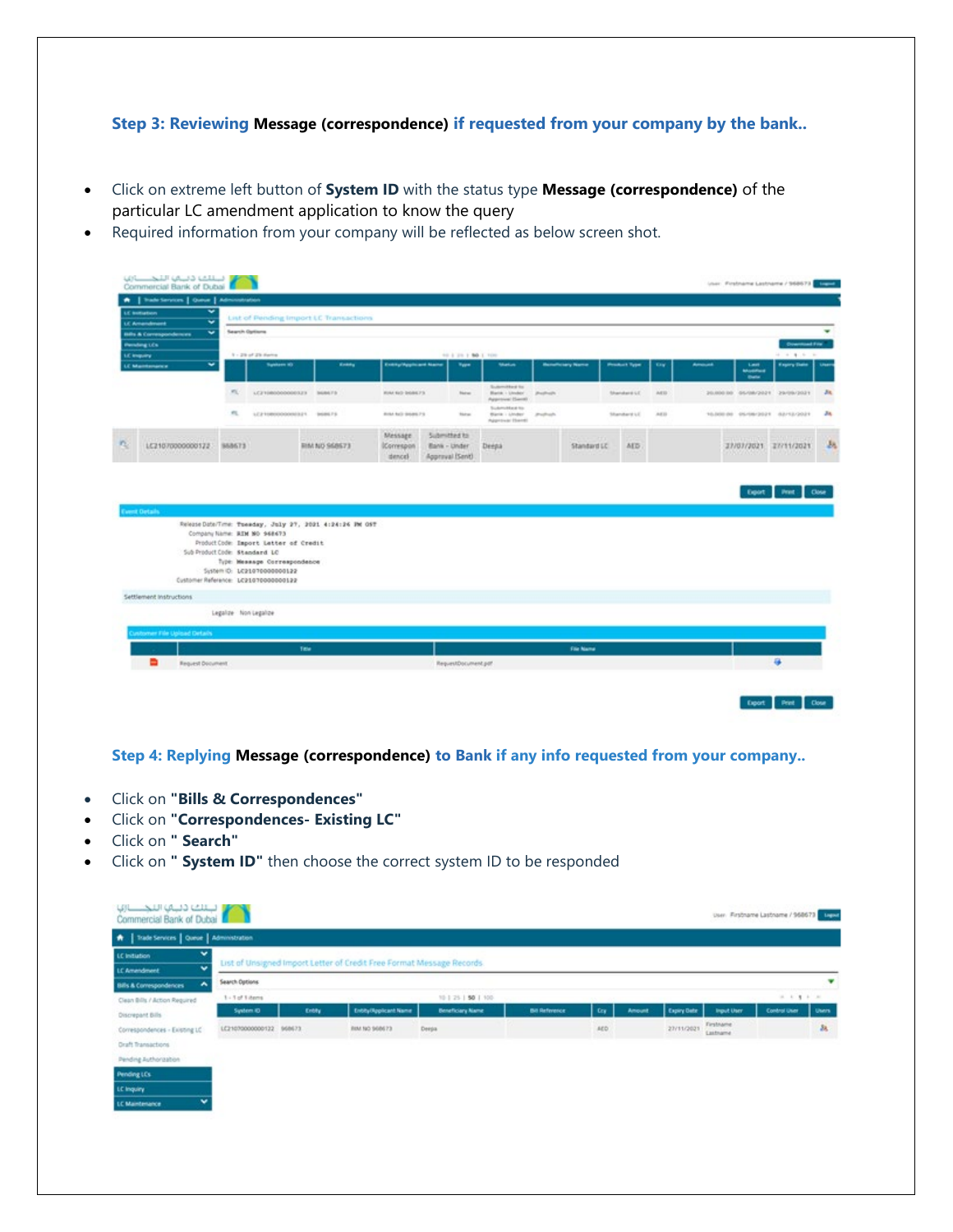### **Step 3: Reviewing Message (correspondence) if requested from your company by the bank..**

- Click on extreme left button of **System ID** with the status type **Message (correspondence)** of the particular LC amendment application to know the query
- Required information from your company will be reflected as below screen shot.

### **Step 4: Replying Message (correspondence) to Bank if any info requested from your company..**

- Click on **"Bills & Correspondences"**
- Click on **"Correspondences- Existing LC"**
- Click on **" Search"**
- Click on **" System ID"** then choose the correct system ID to be responded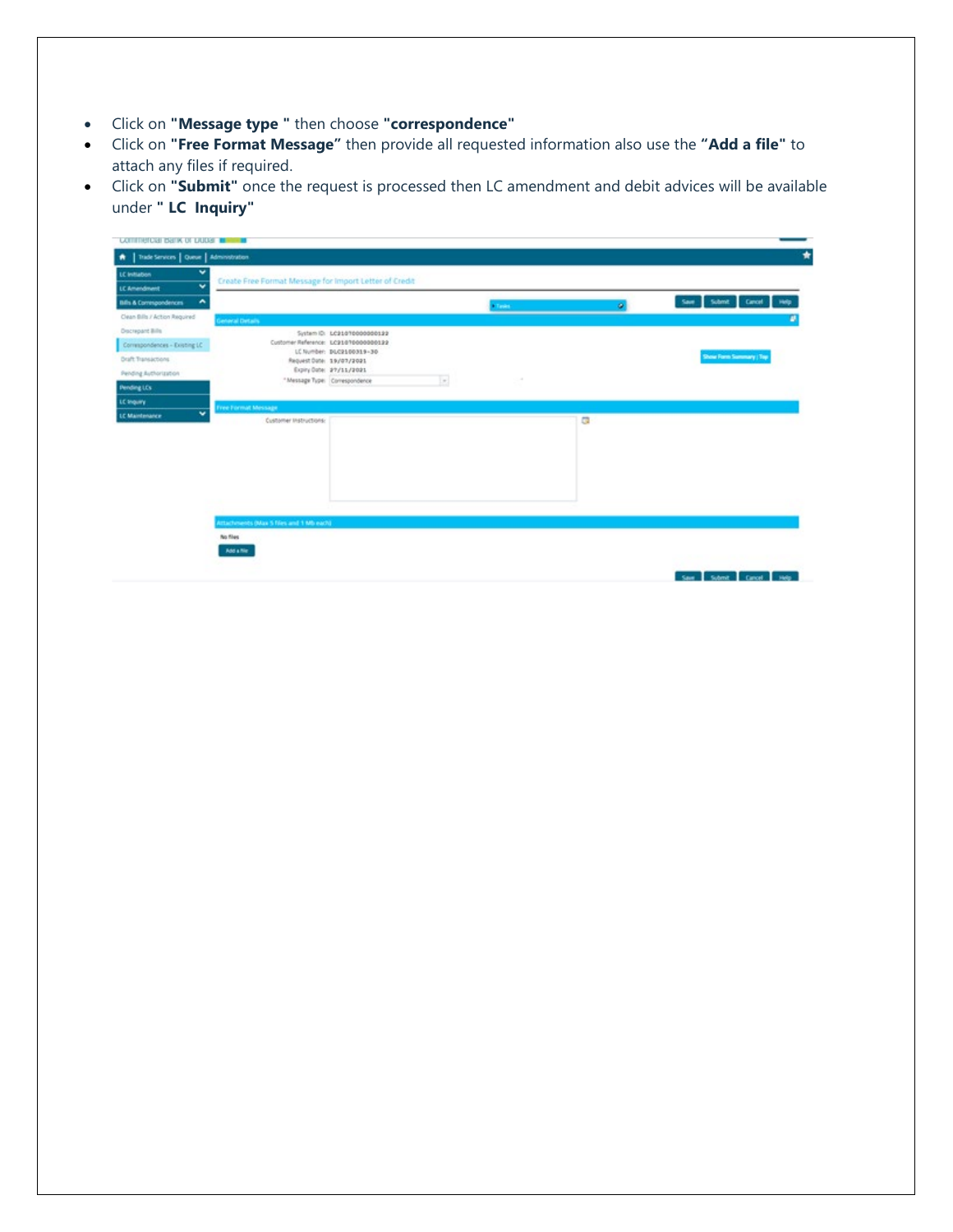- Click on **"Message type "** then choose **"correspondence"**
- Click on **"Free Format Message"** then provide all requested information also use the **"Add a file"** to attach any files if required.
- Click on **"Submit"** once the request is processed then LC amendment and debit advices will be available under **" LC Inquiry"**